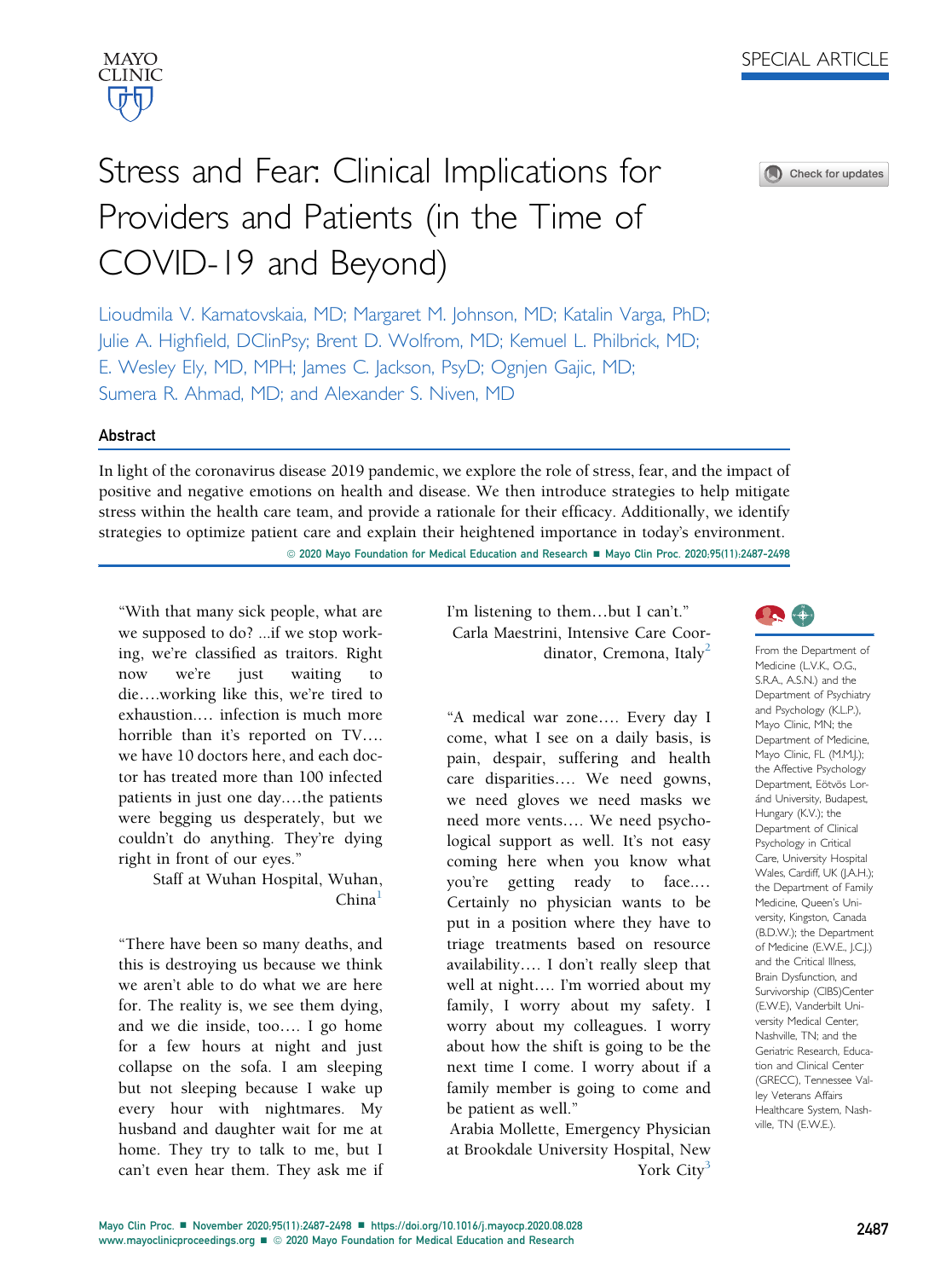SPECIAL ARTICLE

# Stress and Fear: Clinical Implications for Providers and Patients (in the Time of COVID-19 and Beyond)

Lioudmila V. Karnatovskaia, MD; Margaret M. Johnson, MD; Katalin Varga, PhD; Julie A. Highfield, DClinPsy; Brent D. Wolfrom, MD; Kemuel L. Philbrick, MD; E. Wesley Ely, MD, MPH; James C. Jackson, PsyD; Ognjen Gajic, MD; Sumera R. Ahmad, MD; and Alexander S. Niven, MD

## Abstract

In light of the coronavirus disease 2019 pandemic, we explore the role of stress, fear, and the impact of positive and negative emotions on health and disease. We then introduce strategies to help mitigate stress within the health care team, and provide a rationale for their efficacy. Additionally, we identify strategies to optimize patient care and explain their heightened importance in today's environment.

© 2020 Mayo Foundation for Medical Education and Research ■ Mayo Clin Proc. 2020;95(11):2487-2498

"With that many sick people, what are we supposed to do? ...if we stop working, we're classified as traitors. Right now we're just waiting to die....working like this, we're tired to exhaustion.... infection is much more horrible than it's reported on TV.... we have 10 doctors here, and each doctor has treated more than 100 infected patients in just one day....the patients were begging us desperately, but we couldn't do anything. They're dying right in front of our eyes."

Staff at Wuhan Hospital, Wuhan, China[1]

"There have been so many deaths, and this is destroying us because we think we aren't able to do what we are here for. The reality is, we see them dying, and we die inside, too.... I go home for a few hours at night and just collapse on the sofa. I am sleeping but not sleeping because I wake up every hour with nightmares. My husband and daughter wait for me at home. They try to talk to me, but I can't even hear them. They ask me if I'm listening to them...but I can't."

Carla Maestrini, Intensive Care Coordinator, Cremona, Italy[2]

"A medical war zone.... Every day I come, what I see on a daily basis, is pain, despair, suffering and health care disparities.... We need gowns, we need gloves we need masks we need more vents.... We need psychological support as well. It's not easy coming here when you know what you're getting ready to face.... Certainly no physician wants to be put in a position where they have to triage treatments based on resource availability.... I don't really sleep that well at night.... I'm worried about my family, I worry about my safety. I worry about my colleagues. I worry about how the shift is going to be the next time I come. I worry about if a family member is going to come and be patient as well."

Arabia Mollette, Emergency Physician at Brookdale University Hospital, New York City[3]

From the Department of Medicine (L.V.K., O.G., S.R.A., A.S.N.) and the Department of Psychiatry and Psychology (K.L.P.), Mayo Clinic, MN; the Department of Medicine, Mayo Clinic, FL (M.M.J.); the Affective Psychology Department, Eötvös Loránd University, Budapest, Hungary (K.V.); the Department of Clinical Psychology in Critical Care, University Hospital Wales, Cardiff, UK (J.A.H.); the Department of Family Medicine, Queen's University, Kingston, Canada (B.D.W.); the Department of Medicine (E.W.E., J.C.J.) and the Critical Illness, Brain Dysfunction, and Survivorship (CIBS)Center (E.W.E), Vanderbilt University Medical Center, Nashville, TN; and the Geriatric Research, Education and Clinical Center (GRECC), Tennessee Valley Veterans Affairs Healthcare System, Nashville, TN (E.W.E.).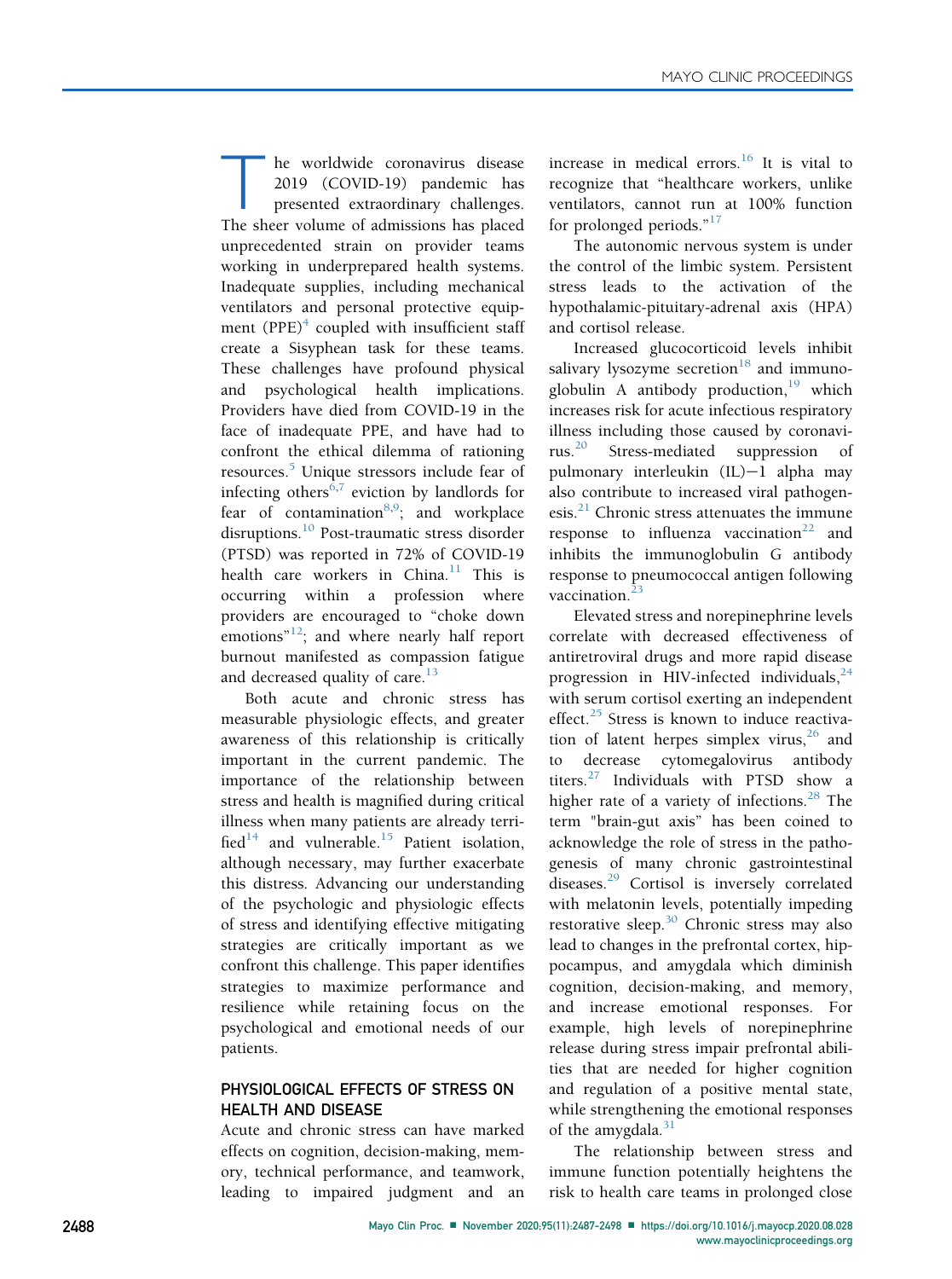The worldwide coronavirus disease 2019 (COVID-19) pandemic has presented extraordinary challenges. The sheer volume of admissions has placed unprecedented strain on provider teams working in underprepared health systems. Inadequate supplies, including mechanical ventilators and personal protective equipment (PPE)[4] coupled with insufficient staff create a Sisyphean task for these teams. These challenges have profound physical and psychological health implications. Providers have died from COVID-19 in the face of inadequate PPE, and have had to confront the ethical dilemma of rationing resources.[5] Unique stressors include fear of infecting others[6,7] eviction by landlords for fear of contamination[8,9]; and workplace disruptions.[10] Post-traumatic stress disorder (PTSD) was reported in 72% of COVID-19 health care workers in China.[11] This is occurring within a profession where providers are encouraged to "choke down emotions"[12]; and where nearly half report burnout manifested as compassion fatigue and decreased quality of care.[13]

Both acute and chronic stress has measurable physiologic effects, and greater awareness of this relationship is critically important in the current pandemic. The importance of the relationship between stress and health is magnified during critical illness when many patients are already terrified[14] and vulnerable.[15] Patient isolation, although necessary, may further exacerbate this distress. Advancing our understanding of the psychologic and physiologic effects of stress and identifying effective mitigating strategies are critically important as we confront this challenge. This paper identifies strategies to maximize performance and resilience while retaining focus on the psychological and emotional needs of our patients.

## PHYSIOLOGICAL EFFECTS OF STRESS ON HEALTH AND DISEASE

Acute and chronic stress can have marked effects on cognition, decision-making, memory, technical performance, and teamwork, leading to impaired judgment and an increase in medical errors.[16] It is vital to recognize that "healthcare workers, unlike ventilators, cannot run at 100% function for prolonged periods."[17]

The autonomic nervous system is under the control of the limbic system. Persistent stress leads to the activation of the hypothalamic-pituitary-adrenal axis (HPA) and cortisol release.

Increased glucocorticoid levels inhibit salivary lysozyme secretion[18] and immunoglobulin A antibody production,[19] which increases risk for acute infectious respiratory illness including those caused by coronavirus.[20] Stress-mediated suppression of pulmonary interleukin (IL)−1 alpha may also contribute to increased viral pathogenesis.[21] Chronic stress attenuates the immune response to influenza vaccination[22] and inhibits the immunoglobulin G antibody response to pneumococcal antigen following vaccination.[23]

Elevated stress and norepinephrine levels correlate with decreased effectiveness of antiretroviral drugs and more rapid disease progression in HIV-infected individuals,[24] with serum cortisol exerting an independent effect.[25] Stress is known to induce reactivation of latent herpes simplex virus,[26] and to decrease cytomegalovirus antibody titers.[27] Individuals with PTSD show a higher rate of a variety of infections.[28] The term "brain-gut axis" has been coined to acknowledge the role of stress in the pathogenesis of many chronic gastrointestinal diseases.[29] Cortisol is inversely correlated with melatonin levels, potentially impeding restorative sleep.[30] Chronic stress may also lead to changes in the prefrontal cortex, hippocampus, and amygdala which diminish cognition, decision-making, and memory, and increase emotional responses. For example, high levels of norepinephrine release during stress impair prefrontal abilities that are needed for higher cognition and regulation of a positive mental state, while strengthening the emotional responses of the amygdala.[31]

The relationship between stress and immune function potentially heightens the risk to health care teams in prolonged close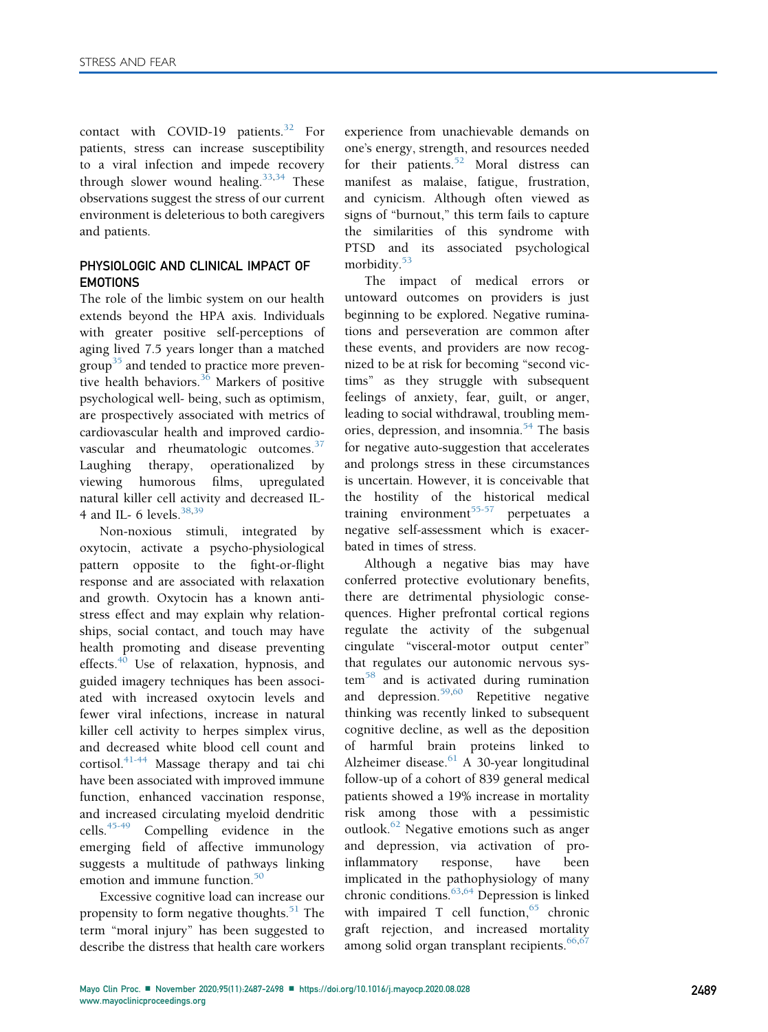contact with COVID-19 patients.[32] For patients, stress can increase susceptibility to a viral infection and impede recovery through slower wound healing.[33,34] These observations suggest the stress of our current environment is deleterious to both caregivers and patients.

## PHYSIOLOGIC AND CLINICAL IMPACT OF EMOTIONS

The role of the limbic system on our health extends beyond the HPA axis. Individuals with greater positive self-perceptions of aging lived 7.5 years longer than a matched group[35] and tended to practice more preventive health behaviors.[36] Markers of positive psychological well- being, such as optimism, are prospectively associated with metrics of cardiovascular health and improved cardiovascular and rheumatologic outcomes.[37] Laughing therapy, operationalized by viewing humorous films, upregulated natural killer cell activity and decreased IL-4 and IL- 6 levels.[38,39]

Non-noxious stimuli, integrated by oxytocin, activate a psycho-physiological pattern opposite to the fight-or-flight response and are associated with relaxation and growth. Oxytocin has a known anti-stress effect and may explain why relationships, social contact, and touch may have health promoting and disease preventing effects.[40] Use of relaxation, hypnosis, and guided imagery techniques has been associated with increased oxytocin levels and fewer viral infections, increase in natural killer cell activity to herpes simplex virus, and decreased white blood cell count and cortisol.[41-44] Massage therapy and tai chi have been associated with improved immune function, enhanced vaccination response, and increased circulating myeloid dendritic cells.[45-49] Compelling evidence in the emerging field of affective immunology suggests a multitude of pathways linking emotion and immune function.[50]

Excessive cognitive load can increase our propensity to form negative thoughts.[51] The term "moral injury" has been suggested to describe the distress that health care workers experience from unachievable demands on one's energy, strength, and resources needed for their patients.[52] Moral distress can manifest as malaise, fatigue, frustration, and cynicism. Although often viewed as signs of "burnout," this term fails to capture the similarities of this syndrome with PTSD and its associated psychological morbidity.[53]

The impact of medical errors or untoward outcomes on providers is just beginning to be explored. Negative ruminations and perseveration are common after these events, and providers are now recognized to be at risk for becoming "second victims" as they struggle with subsequent feelings of anxiety, fear, guilt, or anger, leading to social withdrawal, troubling memories, depression, and insomnia.[54] The basis for negative auto-suggestion that accelerates and prolongs stress in these circumstances is uncertain. However, it is conceivable that the hostility of the historical medical training environment[55-57] perpetuates a negative self-assessment which is exacerbated in times of stress.

Although a negative bias may have conferred protective evolutionary benefits, there are detrimental physiologic consequences. Higher prefrontal cortical regions regulate the activity of the subgenual cingulate "visceral-motor output center" that regulates our autonomic nervous system[58] and is activated during rumination and depression.[59,60] Repetitive negative thinking was recently linked to subsequent cognitive decline, as well as the deposition of harmful brain proteins linked to Alzheimer disease.[61] A 30-year longitudinal follow-up of a cohort of 839 general medical patients showed a 19% increase in mortality risk among those with a pessimistic outlook.[62] Negative emotions such as anger and depression, via activation of pro-inflammatory response, have been implicated in the pathophysiology of many chronic conditions.[63,64] Depression is linked with impaired T cell function,[65] chronic graft rejection, and increased mortality among solid organ transplant recipients.[66,67]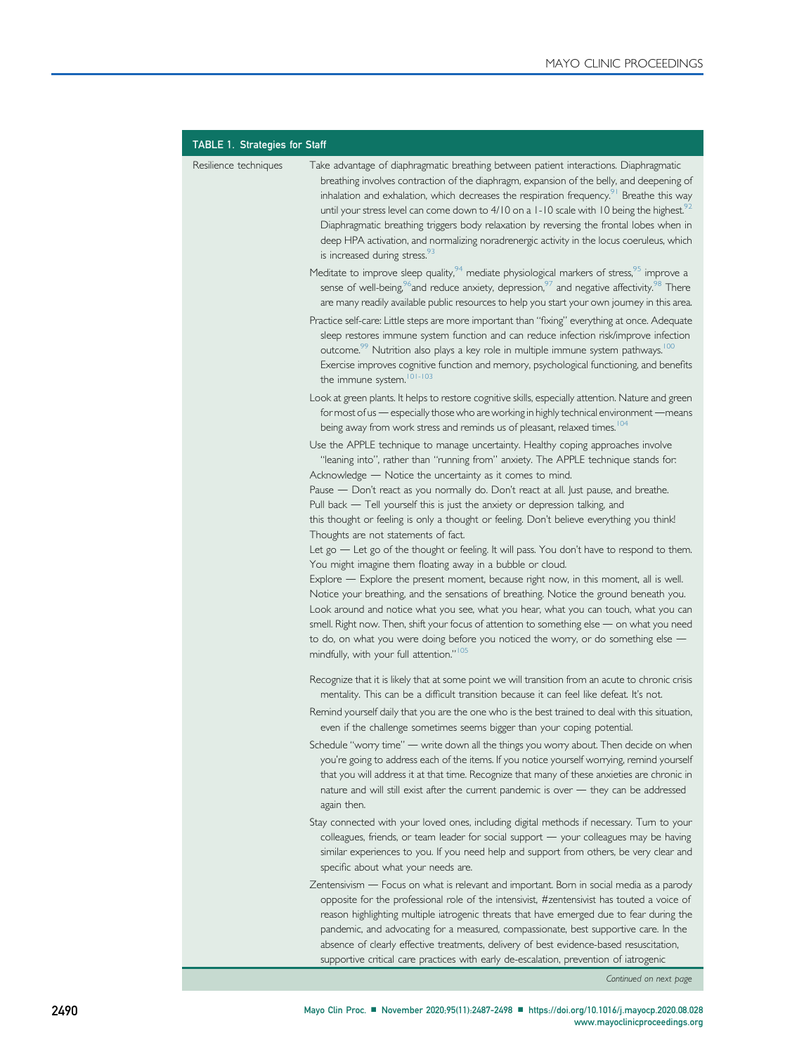| TABLE 1. Strategies for Staff | |
|---|---|
| Resilience techniques | Take advantage of diaphragmatic breathing between patient interactions. Diaphragmatic breathing involves contraction of the diaphragm, expansion of the belly, and deepening of inhalation and exhalation, which decreases the respiration frequency.[91] Breathe this way until your stress level can come down to 4/10 on a 1-10 scale with 10 being the highest.[92] Diaphragmatic breathing triggers body relaxation by reversing the frontal lobes when in deep HPA activation, and normalizing noradrenergic activity in the locus coeruleus, which is increased during stress.[93] |
| | Meditate to improve sleep quality,[94] mediate physiological markers of stress,[95] improve a sense of well-being,[96] and reduce anxiety, depression,[97] and negative affectivity.[98] There are many readily available public resources to help you start your own journey in this area. |
| | Practice self-care: Little steps are more important than "fixing" everything at once. Adequate sleep restores immune system function and can reduce infection risk/improve infection outcome.[99] Nutrition also plays a key role in multiple immune system pathways.[100] Exercise improves cognitive function and memory, psychological functioning, and benefits the immune system.[101-103] |
| | Look at green plants. It helps to restore cognitive skills, especially attention. Nature and green for most of us — especially those who are working in highly technical environment —means being away from work stress and reminds us of pleasant, relaxed times.[104] |
| | Use the APPLE technique to manage uncertainty. Healthy coping approaches involve "leaning into", rather than "running from" anxiety. The APPLE technique stands for: Acknowledge — Notice the uncertainty as it comes to mind. Pause — Don't react as you normally do. Don't react at all. Just pause, and breathe. Pull back — Tell yourself this is just the anxiety or depression talking, and this thought or feeling is only a thought or feeling. Don't believe everything you think! Thoughts are not statements of fact. Let go — Let go of the thought or feeling. It will pass. You don't have to respond to them. You might imagine them floating away in a bubble or cloud. Explore — Explore the present moment, because right now, in this moment, all is well. Notice your breathing, and the sensations of breathing. Notice the ground beneath you. Look around and notice what you see, what you hear, what you can touch, what you can smell. Right now. Then, shift your focus of attention to something else — on what you need to do, on what you were doing before you noticed the worry, or do something else — mindfully, with your full attention."[105] |
| | Recognize that it is likely that at some point we will transition from an acute to chronic crisis mentality. This can be a difficult transition because it can feel like defeat. It's not. |
| | Remind yourself daily that you are the one who is the best trained to deal with this situation, even if the challenge sometimes seems bigger than your coping potential. |
| | Schedule "worry time" — write down all the things you worry about. Then decide on when you're going to address each of the items. If you notice yourself worrying, remind yourself that you will address it at that time. Recognize that many of these anxieties are chronic in nature and will still exist after the current pandemic is over — they can be addressed again then. |
| | Stay connected with your loved ones, including digital methods if necessary. Turn to your colleagues, friends, or team leader for social support — your colleagues may be having similar experiences to you. If you need help and support from others, be very clear and specific about what your needs are. |
| | Zentensivism — Focus on what is relevant and important. Born in social media as a parody opposite for the professional role of the intensivist, #zentensivist has touted a voice of reason highlighting multiple iatrogenic threats that have emerged due to fear during the pandemic, and advocating for a measured, compassionate, best supportive care. In the absence of clearly effective treatments, delivery of best evidence-based resuscitation, supportive critical care practices with early de-escalation, prevention of iatrogenic |

*Continued on next page*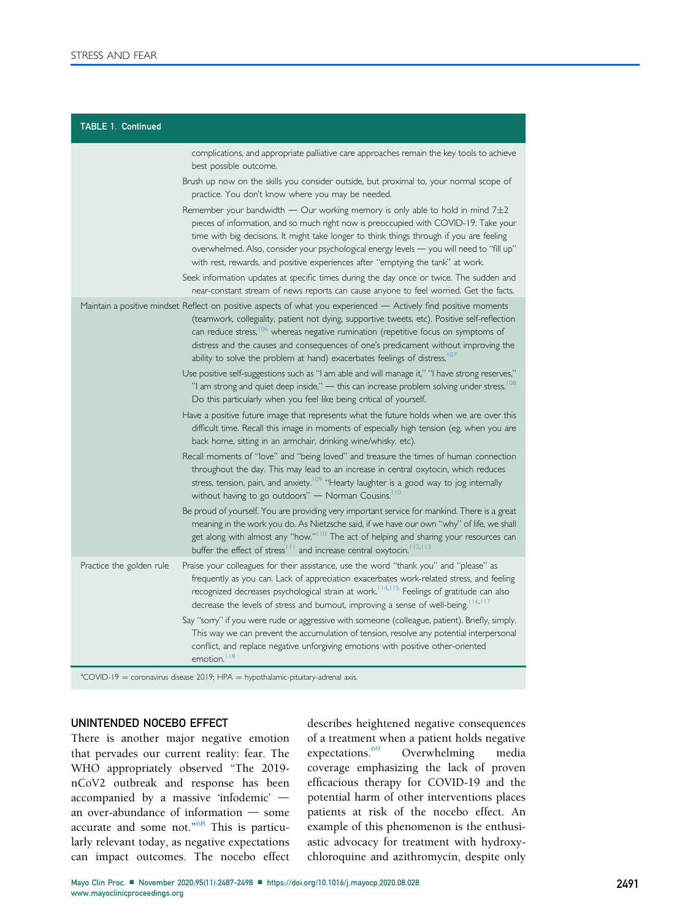| TABLE 1. Continued | |
|---|---|
| | complications, and appropriate palliative care approaches remain the key tools to achieve best possible outcome. |
| | Brush up now on the skills you consider outside, but proximal to, your normal scope of practice. You don't know where you may be needed. |
| | Remember your bandwidth — Our working memory is only able to hold in mind 7±2 pieces of information, and so much right now is preoccupied with COVID-19. Take your time with big decisions. It might take longer to think things through if you are feeling overwhelmed. Also, consider your psychological energy levels — you will need to "fill up" with rest, rewards, and positive experiences after "emptying the tank" at work. |
| | Seek information updates at specific times during the day once or twice. The sudden and near-constant stream of news reports can cause anyone to feel worried. Get the facts. |
| Maintain a positive mindset | Reflect on positive aspects of what you experienced — Actively find positive moments (teamwork, collegiality, patient not dying, supportive tweets, etc). Positive self-reflection can reduce stress,[106] whereas negative rumination (repetitive focus on symptoms of distress and the causes and consequences of one's predicament without improving the ability to solve the problem at hand) exacerbates feelings of distress.[107] |
| | Use positive self-suggestions such as "I am able and will manage it," "I have strong reserves," "I am strong and quiet deep inside," — this can increase problem solving under stress.[108] Do this particularly when you feel like being critical of yourself. |
| | Have a positive future image that represents what the future holds when we are over this difficult time. Recall this image in moments of especially high tension (eg, when you are back home, sitting in an armchair, drinking wine/whisky, etc). |
| | Recall moments of "love" and "being loved" and treasure the times of human connection throughout the day. This may lead to an increase in central oxytocin, which reduces stress, tension, pain, and anxiety.[109] "Hearty laughter is a good way to jog internally without having to go outdoors" — Norman Cousins.[110] |
| | Be proud of yourself. You are providing very important service for mankind. There is a great meaning in the work you do. As Nietzsche said, if we have our own "why" of life, we shall get along with almost any "how."[110] The act of helping and sharing your resources can buffer the effect of stress[111] and increase central oxytocin.[112,113] |
| Practice the golden rule | Praise your colleagues for their assistance, use the word "thank you" and "please" as frequently as you can. Lack of appreciation exacerbates work-related stress, and feeling recognized decreases psychological strain at work.[114,115] Feelings of gratitude can also decrease the levels of stress and burnout, improving a sense of well-being.[116,117] |
| | Say "sorry" if you were rude or aggressive with someone (colleague, patient). Briefly, simply. This way we can prevent the accumulation of tension, resolve any potential interpersonal conflict, and replace negative unforgiving emotions with positive other-oriented emotion.[118] |

[a]COVID-19 = coronavirus disease 2019; HPA = hypothalamic-pituitary-adrenal axis.

## UNINTENDED NOCEBO EFFECT

There is another major negative emotion that pervades our current reality: fear. The WHO appropriately observed "The 2019-nCoV2 outbreak and response has been accompanied by a massive 'infodemic' — an over-abundance of information — some accurate and some not."[68] This is particularly relevant today, as negative expectations can impact outcomes. The nocebo effect describes heightened negative consequences of a treatment when a patient holds negative expectations.[69] Overwhelming media coverage emphasizing the lack of proven efficacious therapy for COVID-19 and the potential harm of other interventions places patients at risk of the nocebo effect. An example of this phenomenon is the enthusiastic advocacy for treatment with hydroxychloroquine and azithromycin, despite only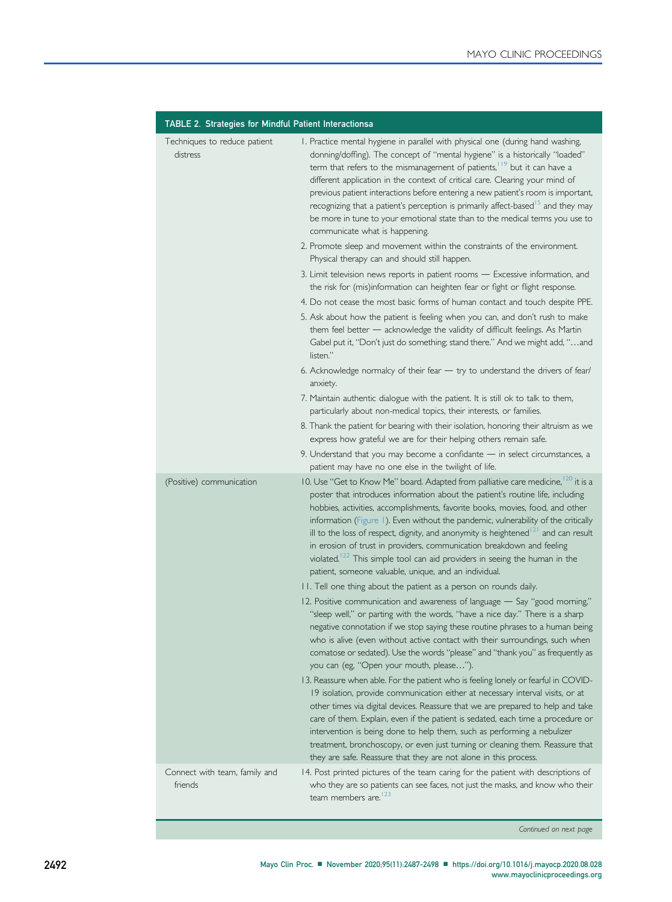TABLE 2. Strategies for Mindful Patient Interactionsa

| | |
|---|---|
| Techniques to reduce patient distress | 1. Practice mental hygiene in parallel with physical one (during hand washing, donning/doffing). The concept of "mental hygiene" is a historically "loaded" term that refers to the mismanagement of patients,[119] but it can have a different application in the context of critical care. Clearing your mind of previous patient interactions before entering a new patient's room is important, recognizing that a patient's perception is primarily affect-based[15] and they may be more in tune to your emotional state than to the medical terms you use to communicate what is happening. |
| | 2. Promote sleep and movement within the constraints of the environment. Physical therapy can and should still happen. |
| | 3. Limit television news reports in patient rooms — Excessive information, and the risk for (mis)information can heighten fear or fight or flight response. |
| | 4. Do not cease the most basic forms of human contact and touch despite PPE. |
| | 5. Ask about how the patient is feeling when you can, and don't rush to make them feel better — acknowledge the validity of difficult feelings. As Martin Gabel put it, "Don't just do something; stand there." And we might add, "…and listen." |
| | 6. Acknowledge normalcy of their fear — try to understand the drivers of fear/anxiety. |
| | 7. Maintain authentic dialogue with the patient. It is still ok to talk to them, particularly about non-medical topics, their interests, or families. |
| | 8. Thank the patient for bearing with their isolation, honoring their altruism as we express how grateful we are for their helping others remain safe. |
| | 9. Understand that you may become a confidante — in select circumstances, a patient may have no one else in the twilight of life. |
| (Positive) communication | 10. Use "Get to Know Me" board. Adapted from palliative care medicine,[120] it is a poster that introduces information about the patient's routine life, including hobbies, activities, accomplishments, favorite books, movies, food, and other information (Figure 1). Even without the pandemic, vulnerability of the critically ill to the loss of respect, dignity, and anonymity is heightened[121] and can result in erosion of trust in providers, communication breakdown and feeling violated.[122] This simple tool can aid providers in seeing the human in the patient, someone valuable, unique, and an individual. |
| | 11. Tell one thing about the patient as a person on rounds daily. |
| | 12. Positive communication and awareness of language — Say "good morning," "sleep well," or parting with the words, "have a nice day." There is a sharp negative connotation if we stop saying these routine phrases to a human being who is alive (even without active contact with their surroundings, such when comatose or sedated). Use the words "please" and "thank you" as frequently as you can (eg, "Open your mouth, please…"). |
| | 13. Reassure when able. For the patient who is feeling lonely or fearful in COVID-19 isolation, provide communication either at necessary interval visits, or at other times via digital devices. Reassure that we are prepared to help and take care of them. Explain, even if the patient is sedated, each time a procedure or intervention is being done to help them, such as performing a nebulizer treatment, bronchoscopy, or even just turning or cleaning them. Reassure that they are safe. Reassure that they are not alone in this process. |
| Connect with team, family and friends | 14. Post printed pictures of the team caring for the patient with descriptions of who they are so patients can see faces, not just the masks, and know who their team members are.[123] |

*Continued on next page*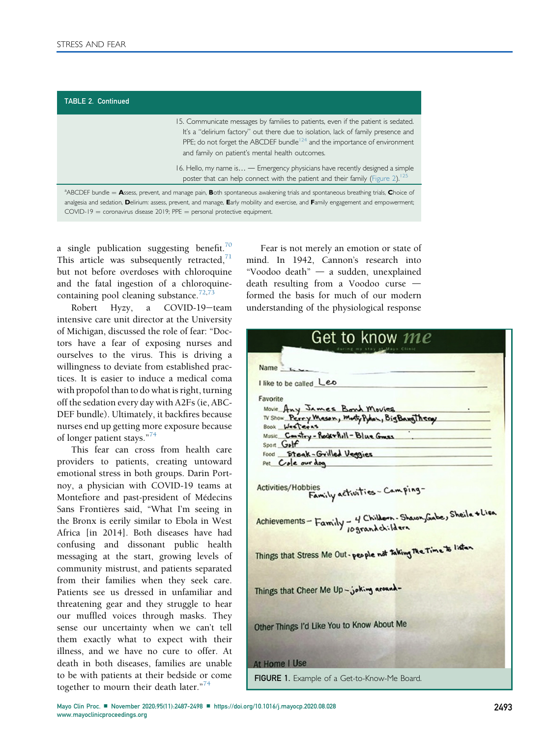**TABLE 2. Continued**

| | |
|---|---|
| | 15. Communicate messages by families to patients, even if the patient is sedated. It's a "delirium factory" out there due to isolation, lack of family presence and PPE; do not forget the ABCDEF bundle[124] and the importance of environment and family on patient's mental health outcomes. |
| | 16. Hello, my name is… — Emergency physicians have recently designed a simple poster that can help connect with the patient and their family (Figure 2).[125] |

[a]ABCDEF bundle = **A**ssess, prevent, and manage pain, **B**oth spontaneous awakening trials and spontaneous breathing trials, **C**hoice of analgesia and sedation, **D**elirium: assess, prevent, and manage, **E**arly mobility and exercise, and **F**amily engagement and empowerment; COVID-19 = coronavirus disease 2019; PPE = personal protective equipment.

a single publication suggesting benefit.[70] This article was subsequently retracted,[71] but not before overdoses with chloroquine and the fatal ingestion of a chloroquine-containing pool cleaning substance.[72,73]

Robert Hyzy, a COVID-19–team intensive care unit director at the University of Michigan, discussed the role of fear: "Doctors have a fear of exposing nurses and ourselves to the virus. This is driving a willingness to deviate from established practices. It is easier to induce a medical coma with propofol than to do what is right, turning off the sedation every day with A2Fs (ie, ABCDEF bundle). Ultimately, it backfires because nurses end up getting more exposure because of longer patient stays."[74]

This fear can cross from health care providers to patients, creating untoward emotional stress in both groups. Darin Portnoy, a physician with COVID-19 teams at Montefiore and past-president of Médecins Sans Frontières said, "What I'm seeing in the Bronx is eerily similar to Ebola in West Africa [in 2014]. Both diseases have had confusing and dissonant public health messaging at the start, growing levels of community mistrust, and patients separated from their families when they seek care. Patients see us dressed in unfamiliar and threatening gear and they struggle to hear our muffled voices through masks. They sense our uncertainty when we can't tell them exactly what to expect with their illness, and we have no cure to offer. At death in both diseases, families are unable to be with patients at their bedside or come together to mourn their death later."[74]

Fear is not merely an emotion or state of mind. In 1942, Cannon's research into "Voodoo death" — a sudden, unexplained death resulting from a Voodoo curse — formed the basis for much of our modern understanding of the physiological response

**FIGURE 1.** Example of a Get-to-Know-Me Board.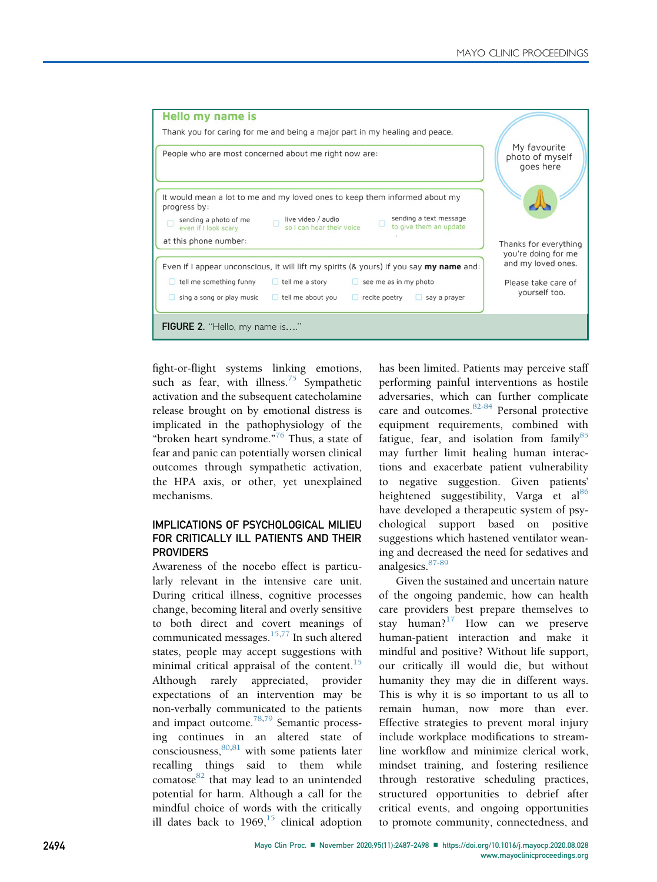**Hello my name is**

Thank you for caring for me and being a major part in my healing and peace.

People who are most concerned about me right now are:

It would mean a lot to me and my loved ones to keep them informed about my progress by:

- ☐ sending a photo of me even if I look scary
- ☐ live video / audio so I can hear their voice
- ☐ sending a text message to give them an update

at this phone number:

Even if I appear unconscious, it will lift my spirits (& yours) if you say **my name** and:

- ☐ tell me something funny
- ☐ tell me a story
- ☐ see me as in my photo
- ☐ sing a song or play music
- ☐ tell me about you
- ☐ recite poetry
- ☐ say a prayer

My favourite photo of myself goes here

Thanks for everything you're doing for me and my loved ones.

Please take care of yourself too.

**FIGURE 2.** "Hello, my name is…."

fight-or-flight systems linking emotions, such as fear, with illness.[75] Sympathetic activation and the subsequent catecholamine release brought on by emotional distress is implicated in the pathophysiology of the "broken heart syndrome."[76] Thus, a state of fear and panic can potentially worsen clinical outcomes through sympathetic activation, the HPA axis, or other, yet unexplained mechanisms.

## IMPLICATIONS OF PSYCHOLOGICAL MILIEU FOR CRITICALLY ILL PATIENTS AND THEIR PROVIDERS

Awareness of the nocebo effect is particularly relevant in the intensive care unit. During critical illness, cognitive processes change, becoming literal and overly sensitive to both direct and covert meanings of communicated messages.[15,77] In such altered states, people may accept suggestions with minimal critical appraisal of the content.[15] Although rarely appreciated, provider expectations of an intervention may be non-verbally communicated to the patients and impact outcome.[78,79] Semantic processing continues in an altered state of consciousness,[80,81] with some patients later recalling things said to them while comatose[82] that may lead to an unintended potential for harm. Although a call for the mindful choice of words with the critically ill dates back to 1969,[15] clinical adoption has been limited. Patients may perceive staff performing painful interventions as hostile adversaries, which can further complicate care and outcomes.[82-84] Personal protective equipment requirements, combined with fatigue, fear, and isolation from family[85] may further limit healing human interactions and exacerbate patient vulnerability to negative suggestion. Given patients' heightened suggestibility, Varga et al[86] have developed a therapeutic system of psychological support based on positive suggestions which hastened ventilator weaning and decreased the need for sedatives and analgesics.[87-89]

Given the sustained and uncertain nature of the ongoing pandemic, how can health care providers best prepare themselves to stay human?[17] How can we preserve human-patient interaction and make it mindful and positive? Without life support, our critically ill would die, but without humanity they may die in different ways. This is why it is so important to us all to remain human, now more than ever. Effective strategies to prevent moral injury include workplace modifications to streamline workflow and minimize clerical work, mindset training, and fostering resilience through restorative scheduling practices, structured opportunities to debrief after critical events, and ongoing opportunities to promote community, connectedness, and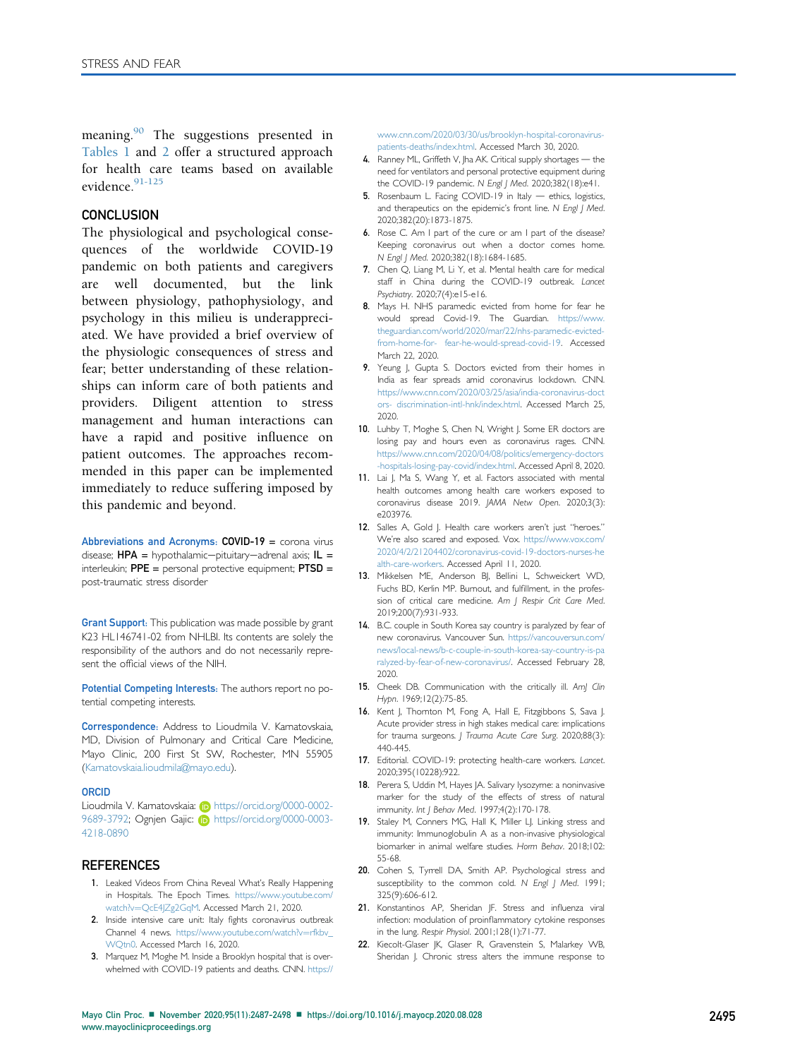meaning.[90] The suggestions presented in Tables 1 and 2 offer a structured approach for health care teams based on available evidence.[91-125]

## CONCLUSION

The physiological and psychological consequences of the worldwide COVID-19 pandemic on both patients and caregivers are well documented, but the link between physiology, pathophysiology, and psychology in this milieu is underappreciated. We have provided a brief overview of the physiologic consequences of stress and fear; better understanding of these relationships can inform care of both patients and providers. Diligent attention to stress management and human interactions can have a rapid and positive influence on patient outcomes. The approaches recommended in this paper can be implemented immediately to reduce suffering imposed by this pandemic and beyond.

**Abbreviations and Acronyms:** **COVID-19** = corona virus disease; **HPA** = hypothalamic−pituitary−adrenal axis; **IL** = interleukin; **PPE** = personal protective equipment; **PTSD** = post-traumatic stress disorder

**Grant Support:** This publication was made possible by grant K23 HL146741-02 from NHLBI. Its contents are solely the responsibility of the authors and do not necessarily represent the official views of the NIH.

**Potential Competing Interests:** The authors report no potential competing interests.

**Correspondence:** Address to Lioudmila V. Karnatovskaia, MD, Division of Pulmonary and Critical Care Medicine, Mayo Clinic, 200 First St SW, Rochester, MN 55905 (Karnatovskaia.lioudmila@mayo.edu).

**ORCID**

Lioudmila V. Karnatovskaia: https://orcid.org/0000-0002-9689-3792; Ognjen Gajic: https://orcid.org/0000-0003-4218-0890

## REFERENCES

1. Leaked Videos From China Reveal What's Really Happening in Hospitals. The Epoch Times. https://www.youtube.com/watch?v=QcE4JZg2GqM. Accessed March 21, 2020.
2. Inside intensive care unit: Italy fights coronavirus outbreak Channel 4 news. https://www.youtube.com/watch?v=rfkbv_WQtn0. Accessed March 16, 2020.
3. Marquez M, Moghe M. Inside a Brooklyn hospital that is overwhelmed with COVID-19 patients and deaths. CNN. https://www.cnn.com/2020/03/30/us/brooklyn-hospital-coronavirus-patients-deaths/index.html. Accessed March 30, 2020.
4. Ranney ML, Griffeth V, Jha AK. Critical supply shortages — the need for ventilators and personal protective equipment during the COVID-19 pandemic. *N Engl J Med*. 2020;382(18):e41.
5. Rosenbaum L. Facing COVID-19 in Italy — ethics, logistics, and therapeutics on the epidemic's front line. *N Engl J Med*. 2020;382(20):1873-1875.
6. Rose C. Am I part of the cure or am I part of the disease? Keeping coronavirus out when a doctor comes home. *N Engl J Med*. 2020;382(18):1684-1685.
7. Chen Q, Liang M, Li Y, et al. Mental health care for medical staff in China during the COVID-19 outbreak. *Lancet Psychiatry*. 2020;7(4):e15-e16.
8. Mays H. NHS paramedic evicted from home for fear he would spread Covid-19. The Guardian. https://www.theguardian.com/world/2020/mar/22/nhs-paramedic-evicted-from-home-for- fear-he-would-spread-covid-19. Accessed March 22, 2020.
9. Yeung J, Gupta S. Doctors evicted from their homes in India as fear spreads amid coronavirus lockdown. CNN. https://www.cnn.com/2020/03/25/asia/india-coronavirus-doctors- discrimination-intl-hnk/index.html. Accessed March 25, 2020.
10. Luhby T, Moghe S, Chen N, Wright J. Some ER doctors are losing pay and hours even as coronavirus rages. CNN. https://www.cnn.com/2020/04/08/politics/emergency-doctors-hospitals-losing-pay-covid/index.html. Accessed April 8, 2020.
11. Lai J, Ma S, Wang Y, et al. Factors associated with mental health outcomes among health care workers exposed to coronavirus disease 2019. *JAMA Netw Open*. 2020;3(3):e203976.
12. Salles A, Gold J. Health care workers aren't just "heroes." We're also scared and exposed. Vox. https://www.vox.com/2020/4/2/21204402/coronavirus-covid-19-doctors-nurses-health-care-workers. Accessed April 11, 2020.
13. Mikkelsen ME, Anderson BJ, Bellini L, Schweickert WD, Fuchs BD, Kerlin MP. Burnout, and fulfillment, in the profession of critical care medicine. *Am J Respir Crit Care Med*. 2019;200(7):931-933.
14. B.C. couple in South Korea say country is paralyzed by fear of new coronavirus. Vancouver Sun. https://vancouversun.com/news/local-news/b-c-couple-in-south-korea-say-country-is-paralyzed-by-fear-of-new-coronavirus/. Accessed February 28, 2020.
15. Cheek DB. Communication with the critically ill. *Am J Clin Hypn*. 1969;12(2):75-85.
16. Kent J, Thornton M, Fong A, Hall E, Fitzgibbons S, Sava J. Acute provider stress in high stakes medical care: implications for trauma surgeons. *J Trauma Acute Care Surg*. 2020;88(3):440-445.
17. Editorial. COVID-19: protecting health-care workers. *Lancet*. 2020;395(10228):922.
18. Perera S, Uddin M, Hayes JA. Salivary lysozyme: a noninvasive marker for the study of the effects of stress of natural immunity. *Int J Behav Med*. 1997;4(2):170-178.
19. Staley M, Conners MG, Hall K, Miller LJ. Linking stress and immunity: Immunoglobulin A as a non-invasive physiological biomarker in animal welfare studies. *Horm Behav*. 2018;102:55-68.
20. Cohen S, Tyrrell DA, Smith AP. Psychological stress and susceptibility to the common cold. *N Engl J Med*. 1991;325(9):606-612.
21. Konstantinos AP, Sheridan JF. Stress and influenza viral infection: modulation of proinflammatory cytokine responses in the lung. *Respir Physiol*. 2001;128(1):71-77.
22. Kiecolt-Glaser JK, Glaser R, Gravenstein S, Malarkey WB, Sheridan J. Chronic stress alters the immune response to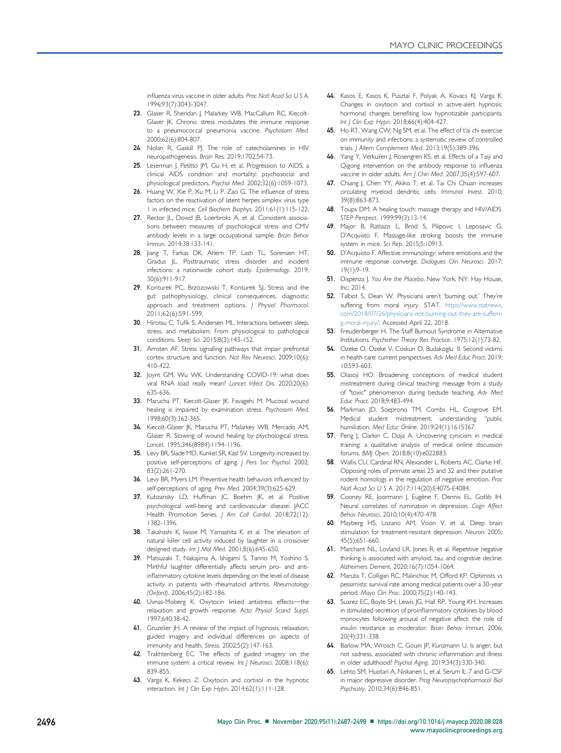influenza virus vaccine in older adults. *Proc Natl Acad Sci U S A*. 1996;93(7):3043-3047.

23. Glaser R, Sheridan J, Malarkey WB, MacCallum RC, Kiecolt-Glaser JK. Chronic stress modulates the immune response to a pneumococcal pneumonia vaccine. *Psychosom Med*. 2000;62(6):804-807.
24. Nolan R, Gaskill PJ. The role of catecholamines in HIV neuropathogenesis. *Brain Res*. 2019;1702:54-73.
25. Leserman J, Petitto JM, Gu H, et al. Progression to AIDS, a clinical AIDS condition and mortality: psychosocial and physiological predictors. *Psychol Med*. 2002;32(6):1059-1073.
26. Huang W, Xie P, Xu M, Li P, Zao G. The influence of stress factors on the reactivation of latent herpes simplex virus type 1 in infected mice. *Cell Biochem Biophys*. 2011;61(1):115-122.
27. Rector JL, Dowd JB, Loerbroks A, et al. Consistent associations between measures of psychological stress and CMV antibody levels in a large occupational sample. *Brain Behav Immun*. 2014;38:133-141.
28. Jiang T, Farkas DK, Ahern TP, Lash TL, Sorensen HT, Gradus JL. Posttraumatic stress disorder and incident infections: a nationwide cohort study. *Epidemiology*. 2019;30(6):911-917.
29. Konturek PC, Brzozowski T, Konturek SJ. Stress and the gut: pathophysiology, clinical consequences, diagnostic approach and treatment options. *J Physiol Pharmacol*. 2011;62(6):591-599.
30. Hirotsu C, Tufik S, Andersen ML. Interactions between sleep, stress, and metabolism: From physiological to pathological conditions. *Sleep Sci*. 2015;8(3):143-152.
31. Arnsten AF. Stress signalling pathways that impair prefrontal cortex structure and function. *Nat Rev Neurosci*. 2009;10(6):410-422.
32. Joynt GM, Wu WK. Understanding COVID-19: what does viral RNA load really mean? *Lancet Infect Dis*. 2020;20(6):635-636.
33. Marucha PT, Kiecolt-Glaser JK, Favagehi M. Mucosal wound healing is impaired by examination stress. *Psychosom Med*. 1998;60(3):362-365.
34. Kiecolt-Glaser JK, Marucha PT, Malarkey WB, Mercado AM, Glaser R. Slowing of wound healing by psychological stress. *Lancet*. 1995;346(8984):1194-1196.
35. Levy BR, Slade MD, Kunkel SR, Kasl SV. Longevity increased by positive self-perceptions of aging. *J Pers Soc Psychol*. 2002;83(2):261-270.
36. Levy BR, Myers LM. Preventive health behaviors influenced by self-perceptions of aging. *Prev Med*. 2004;39(3):625-629.
37. Kubzansky LD, Huffman JC, Boehm JK, et al. Positive psychological well-being and cardiovascular disease: JACC Health Promotion Series. *J Am Coll Cardiol*. 2018;72(12):1382-1396.
38. Takahashi K, Iwase M, Yamashita K, et al. The elevation of natural killer cell activity induced by laughter in a crossover designed study. *Int J Mol Med*. 2001;8(6):645-650.
39. Matsuzaki T, Nakajima A, Ishigami S, Tanno M, Yoshino S. Mirthful laughter differentially affects serum pro- and anti-inflammatory cytokine levels depending on the level of disease activity in patients with rheumatoid arthritis. *Rheumatology (Oxford)*. 2006;45(2):182-186.
40. Uvnas-Moberg K. Oxytocin linked antistress effects—the relaxation and growth response. *Acta Physiol Scand Suppl*. 1997;640:38-42.
41. Gruzelier JH. A review of the impact of hypnosis, relaxation, guided imagery and individual differences on aspects of immunity and health. *Stress*. 2002;5(2):147-163.
42. Trakhtenberg EC. The effects of guided imagery on the immune system: a critical review. *Int J Neurosci*. 2008;118(6):839-855.
43. Varga K, Kekecs Z. Oxytocin and cortisol in the hypnotic interaction. *Int J Clin Exp Hypn*. 2014;62(1):111-128.
44. Kasos E, Kasos K, Pusztai F, Polyak A, Kovacs KJ, Varga K. Changes in oxytocin and cortisol in active-alert hypnosis: hormonal changes benefiting low hypnotizable participants. *Int J Clin Exp Hypn*. 2018;66(4):404-427.
45. Ho RT, Wang CW, Ng SM, et al. The effect of t'ai chi exercise on immunity and infections: a systematic review of controlled trials. *J Altern Complement Med*. 2013;19(5):389-396.
46. Yang Y, Verkuilen J, Rosengren KS, et al. Effects of a Taiji and Qigong intervention on the antibody response to influenza vaccine in older adults. *Am J Chin Med*. 2007;35(4):597-607.
47. Chiang J, Chen YY, Akiko T, et al. Tai Chi Chuan increases circulating myeloid dendritic cells. *Immunol Invest*. 2010;39(8):863-873.
48. Toups DM. A healing touch: massage therapy and HIV/AIDS. *STEP Perspect*. 1999;99(3):13-14.
49. Major B, Rattazzi L, Brod S, Pilipovic I, Leposavic G, D'Acquisto F. Massage-like stroking boosts the immune system in mice. *Sci Rep*. 2015;5:10913.
50. D'Acquisto F. Affective immunology: where emotions and the immune response converge. *Dialogues Clin Neurosci*. 2017;19(1):9-19.
51. Dispenza J. *You Are the Placebo*. New York, NY: Hay House, Inc; 2014.
52. Talbot S, Dean W. Physicians aren't 'burning out.' They're suffering from moral injury. STAT. https://www.statnews.com/2018/07/26/physicians-not-burning-out-they-are-suffering-moral-injury/. Accessed April 22, 2018.
53. Freudenberger H. The Staff Burnout Syndrome in Alternative Institutions. *Psychother Theory Res Practice*. 1975;12(1):73-82.
54. Ozeke O, Ozeke V, Coskun O, Budakoglu II. Second victims in health care: current perspectives. *Adv Med Educ Pract*. 2019;10:593-603.
55. Olasoji HO. Broadening conceptions of medical student mistreatment during clinical teaching: message from a study of "toxic" phenomenon during bedside teaching. *Adv Med Educ Pract*. 2018;9:483-494.
56. Markman JD, Soeprono TM, Combs HL, Cosgrove EM. Medical student mistreatment: understanding "public humiliation. *Med Educ Online*. 2019;24(1):1615367.
57. Peng J, Clarkin C, Doja A. Uncovering cynicism in medical training: a qualitative analysis of medical online discussion forums. *BMJ Open*. 2018;8(10):e022883.
58. Wallis CU, Cardinal RN, Alexander L, Roberts AC, Clarke HF. Opposing roles of primate areas 25 and 32 and their putative rodent homologs in the regulation of negative emotion. *Proc Natl Acad Sci U S A*. 2017;114(20):E4075-E4084.
59. Cooney RE, Joormann J, Eugène F, Dennis EL, Gotlib IH. Neural correlates of rumination in depression. *Cogn Affect Behav Neurosci*. 2010;10(4):470-478.
60. Mayberg HS, Lozano AM, Voon V, et al. Deep brain stimulation for treatment-resistant depression. *Neuron*. 2005;45(5):651-660.
61. Marchant NL, Lovland LR, Jones R, et al. Repetitive negative thinking is associated with amyloid, tau, and cognitive decline. *Alzheimers Dement*. 2020;16(7):1054-1064.
62. Maruta T, Colligan RC, Malinchoc M, Offord KP. Optimists vs pessimists: survival rate among medical patients over a 30-year period. *Mayo Clin Proc*. 2000;75(2):140-143.
63. Suarez EC, Boyle SH, Lewis JG, Hall RP, Young KH. Increases in stimulated secretion of proinflammatory cytokines by blood monocytes following arousal of negative affect: the role of insulin resistance as moderator. *Brain Behav Immun*. 2006;20(4):331-338.
64. Barlow MA, Wrosch C, Gouin JP, Kunzmann U. Is anger, but not sadness, associated with chronic inflammation and illness in older adulthood? *Psychol Aging*. 2019;34(3):330-340.
65. Lehto SM, Huotari A, Niskanen L, et al. Serum IL-7 and G-CSF in major depressive disorder. *Prog Neuropsychopharmacol Biol Psychiatry*. 2010;34(6):846-851.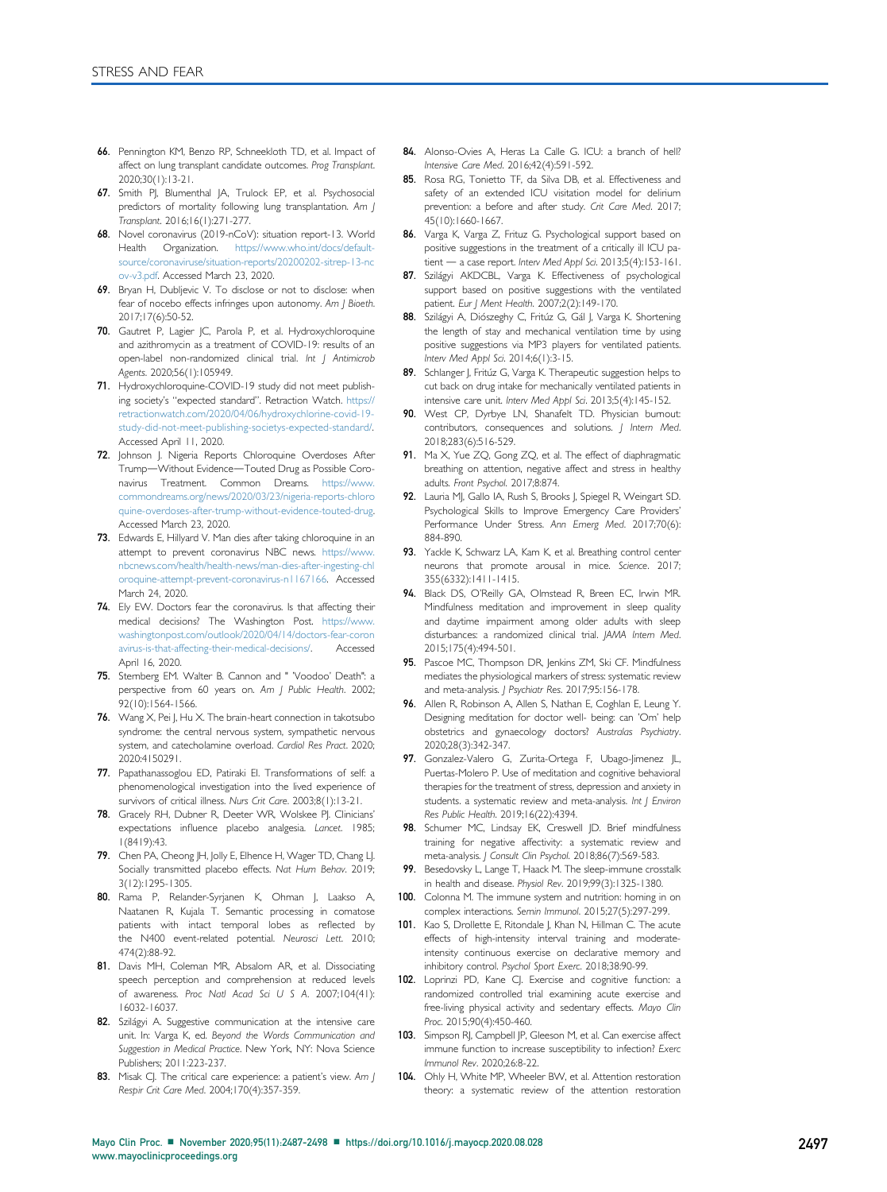66. Pennington KM, Benzo RP, Schneekloth TD, et al. Impact of affect on lung transplant candidate outcomes. *Prog Transplant*. 2020;30(1):13-21.
67. Smith PJ, Blumenthal JA, Trulock EP, et al. Psychosocial predictors of mortality following lung transplantation. *Am J Transplant*. 2016;16(1):271-277.
68. Novel coronavirus (2019-nCoV): situation report-13. World Health Organization. https://www.who.int/docs/default-source/coronaviruse/situation-reports/20200202-sitrep-13-ncov-v3.pdf. Accessed March 23, 2020.
69. Bryan H, Dubljevic V. To disclose or not to disclose: when fear of nocebo effects infringes upon autonomy. *Am J Bioeth*. 2017;17(6):50-52.
70. Gautret P, Lagier JC, Parola P, et al. Hydroxychloroquine and azithromycin as a treatment of COVID-19: results of an open-label non-randomized clinical trial. *Int J Antimicrob Agents*. 2020;56(1):105949.
71. Hydroxychloroquine-COVID-19 study did not meet publishing society's "expected standard". Retraction Watch. https://retractionwatch.com/2020/04/06/hydroxychlorine-covid-19-study-did-not-meet-publishing-societys-expected-standard/. Accessed April 11, 2020.
72. Johnson J. Nigeria Reports Chloroquine Overdoses After Trump—Without Evidence—Touted Drug as Possible Coronavirus Treatment. Common Dreams. https://www.commondreams.org/news/2020/03/23/nigeria-reports-chloroquine-overdoses-after-trump-without-evidence-touted-drug. Accessed March 23, 2020.
73. Edwards E, Hillyard V. Man dies after taking chloroquine in an attempt to prevent coronavirus NBC news. https://www.nbcnews.com/health/health-news/man-dies-after-ingesting-chloroquine-attempt-prevent-coronavirus-n1167166. Accessed March 24, 2020.
74. Ely EW. Doctors fear the coronavirus. Is that affecting their medical decisions? The Washington Post. https://www.washingtonpost.com/outlook/2020/04/14/doctors-fear-coronavirus-is-that-affecting-their-medical-decisions/. Accessed April 16, 2020.
75. Sternberg EM. Walter B. Cannon and " 'Voodoo' Death": a perspective from 60 years on. *Am J Public Health*. 2002; 92(10):1564-1566.
76. Wang X, Pei J, Hu X. The brain-heart connection in takotsubo syndrome: the central nervous system, sympathetic nervous system, and catecholamine overload. *Cardiol Res Pract*. 2020; 2020:4150291.
77. Papathanassoglou ED, Patiraki EI. Transformations of self: a phenomenological investigation into the lived experience of survivors of critical illness. *Nurs Crit Care*. 2003;8(1):13-21.
78. Gracely RH, Dubner R, Deeter WR, Wolskee PJ. Clinicians' expectations influence placebo analgesia. *Lancet*. 1985; 1(8419):43.
79. Chen PA, Cheong JH, Jolly E, Elhence H, Wager TD, Chang LJ. Socially transmitted placebo effects. *Nat Hum Behav*. 2019; 3(12):1295-1305.
80. Rama P, Relander-Syrjanen K, Ohman J, Laakso A, Naatanen R, Kujala T. Semantic processing in comatose patients with intact temporal lobes as reflected by the N400 event-related potential. *Neurosci Lett*. 2010; 474(2):88-92.
81. Davis MH, Coleman MR, Absalom AR, et al. Dissociating speech perception and comprehension at reduced levels of awareness. *Proc Natl Acad Sci U S A*. 2007;104(41): 16032-16037.
82. Szilágyi A. Suggestive communication at the intensive care unit. In: Varga K, ed. *Beyond the Words Communication and Suggestion in Medical Practice*. New York, NY: Nova Science Publishers; 2011:223-237.
83. Misak CJ. The critical care experience: a patient's view. *Am J Respir Crit Care Med*. 2004;170(4):357-359.
84. Alonso-Ovies A, Heras La Calle G. ICU: a branch of hell? *Intensive Care Med*. 2016;42(4):591-592.
85. Rosa RG, Tonietto TF, da Silva DB, et al. Effectiveness and safety of an extended ICU visitation model for delirium prevention: a before and after study. *Crit Care Med*. 2017; 45(10):1660-1667.
86. Varga K, Varga Z, Frituz G. Psychological support based on positive suggestions in the treatment of a critically ill ICU patient — a case report. *Interv Med Appl Sci*. 2013;5(4):153-161.
87. Szilágyi AKDCBL, Varga K. Effectiveness of psychological support based on positive suggestions with the ventilated patient. *Eur J Ment Health*. 2007;2(2):149-170.
88. Szilágyi A, Diószeghy C, Fritúz G, Gál J, Varga K. Shortening the length of stay and mechanical ventilation time by using positive suggestions via MP3 players for ventilated patients. *Interv Med Appl Sci*. 2014;6(1):3-15.
89. Schlanger J, Fritúz G, Varga K. Therapeutic suggestion helps to cut back on drug intake for mechanically ventilated patients in intensive care unit. *Interv Med Appl Sci*. 2013;5(4):145-152.
90. West CP, Dyrbye LN, Shanafelt TD. Physician burnout: contributors, consequences and solutions. *J Intern Med*. 2018;283(6):516-529.
91. Ma X, Yue ZQ, Gong ZQ, et al. The effect of diaphragmatic breathing on attention, negative affect and stress in healthy adults. *Front Psychol*. 2017;8:874.
92. Lauria MJ, Gallo IA, Rush S, Brooks J, Spiegel R, Weingart SD. Psychological Skills to Improve Emergency Care Providers' Performance Under Stress. *Ann Emerg Med*. 2017;70(6): 884-890.
93. Yackle K, Schwarz LA, Kam K, et al. Breathing control center neurons that promote arousal in mice. *Science*. 2017; 355(6332):1411-1415.
94. Black DS, O'Reilly GA, Olmstead R, Breen EC, Irwin MR. Mindfulness meditation and improvement in sleep quality and daytime impairment among older adults with sleep disturbances: a randomized clinical trial. *JAMA Intern Med*. 2015;175(4):494-501.
95. Pascoe MC, Thompson DR, Jenkins ZM, Ski CF. Mindfulness mediates the physiological markers of stress: systematic review and meta-analysis. *J Psychiatr Res*. 2017;95:156-178.
96. Allen R, Robinson A, Allen S, Nathan E, Coghlan E, Leung Y. Designing meditation for doctor well- being: can 'Om' help obstetrics and gynaecology doctors? *Australas Psychiatry*. 2020;28(3):342-347.
97. Gonzalez-Valero G, Zurita-Ortega F, Ubago-Jimenez JL, Puertas-Molero P. Use of meditation and cognitive behavioral therapies for the treatment of stress, depression and anxiety in students. a systematic review and meta-analysis. *Int J Environ Res Public Health*. 2019;16(22):4394.
98. Schumer MC, Lindsay EK, Creswell JD. Brief mindfulness training for negative affectivity: a systematic review and meta-analysis. *J Consult Clin Psychol*. 2018;86(7):569-583.
99. Besedovsky L, Lange T, Haack M. The sleep-immune crosstalk in health and disease. *Physiol Rev*. 2019;99(3):1325-1380.
100. Colonna M. The immune system and nutrition: homing in on complex interactions. *Semin Immunol*. 2015;27(5):297-299.
101. Kao S, Drollette E, Ritondale J, Khan N, Hillman C. The acute effects of high-intensity interval training and moderate-intensity continuous exercise on declarative memory and inhibitory control. *Psychol Sport Exerc*. 2018;38:90-99.
102. Loprinzi PD, Kane CJ. Exercise and cognitive function: a randomized controlled trial examining acute exercise and free-living physical activity and sedentary effects. *Mayo Clin Proc*. 2015;90(4):450-460.
103. Simpson RJ, Campbell JP, Gleeson M, et al. Can exercise affect immune function to increase susceptibility to infection? *Exerc Immunol Rev*. 2020;26:8-22.
104. Ohly H, White MP, Wheeler BW, et al. Attention restoration theory: a systematic review of the attention restoration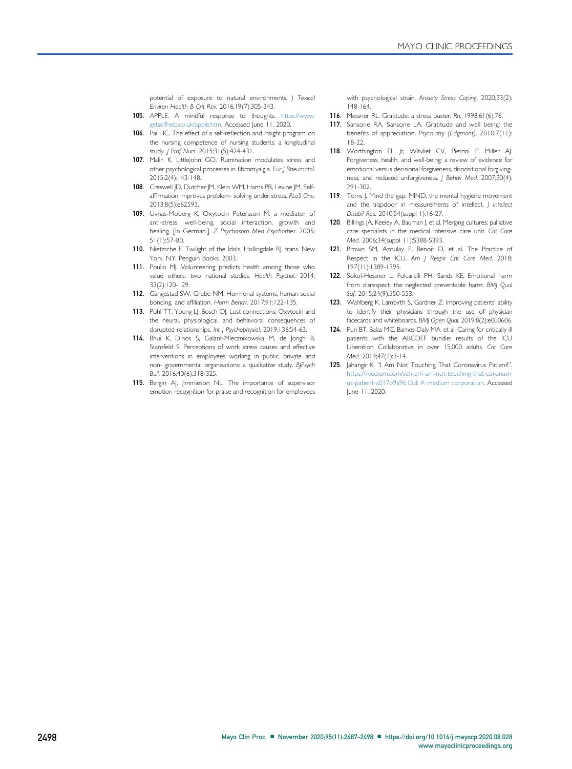potential of exposure to natural environments. *J Toxicol Environ Health B Crit Rev*. 2016;19(7):305-343.

105. APPLE. A mindful response to thoughts. https://www.getselfhelp.co.uk/apple.htm. Accessed June 11, 2020.
106. Pai HC. The effect of a self-reflection and insight program on the nursing competence of nursing students: a longitudinal study. *J Prof Nurs*. 2015;31(5):424-431.
107. Malin K, Littlejohn GO. Rumination modulates stress and other psychological processes in fibromyalgia. *Eur J Rheumatol*. 2015;2(4):143-148.
108. Creswell JD, Dutcher JM, Klein WM, Harris PR, Levine JM. Self-affirmation improves problem- solving under stress. *PLoS One*. 2013;8(5):e62593.
109. Uvnas-Moberg K, Oxytocin Petersson M. a mediator of anti-stress, well-being, social interaction, growth and healing. [In German.]. *Z Psychosom Med Psychother*. 2005;51(1):57-80.
110. Nietzsche F. Twilight of the Idols, Hollingdale RJ, trans. New York, NY: Penguin Books; 2003.
111. Poulin MJ. Volunteering predicts health among those who value others: two national studies. *Health Psychol*. 2014;33(2):120-129.
112. Gangestad SW, Grebe NM. Hormonal systems, human social bonding, and affiliation. *Horm Behav*. 2017;91:122-135.
113. Pohl TT, Young LJ, Bosch OJ. Lost connections: Oxytocin and the neural, physiological, and behavioral consequences of disrupted relationships. *Int J Psychophysiol*. 2019;136:54-63.
114. Bhui K, Dinos S, Galant-Miecznikowska M, de Jongh B, Stansfeld S. Perceptions of work stress causes and effective interventions in employees working in public, private and non- governmental organisations: a qualitative study. *BJPsych Bull*. 2016;40(6):318-325.
115. Bergin AJ, Jimmieson NL. The importance of supervisor emotion recognition for praise and recognition for employees with psychological strain. *Anxiety Stress Coping*. 2020;33(2):148-164.
116. Messner RL. Gratitude: a stress buster. *Rn*. 1998;61(6):76.
117. Sansone RA, Sansone LA. Gratitude and well being: the benefits of appreciation. *Psychiatry (Edgmont)*. 2010;7(11):18-22.
118. Worthington EL Jr, Witvliet CV, Pietrini P, Miller AJ. Forgiveness, health, and well-being: a review of evidence for emotional versus decisional forgiveness, dispositional forgivingness, and reduced unforgiveness. *J Behav Med*. 2007;30(4):291-302.
119. Toms J. Mind the gap: MIND, the mental hygiene movement and the trapdoor in measurements of intellect. *J Intellect Disabil Res*. 2010;54(suppl 1):16-27.
120. Billings JA, Keeley A, Bauman J, et al. Merging cultures: palliative care specialists in the medical intensive care unit. *Crit Care Med*. 2006;34(suppl 11):S388-S393.
121. Brown SM, Azoulay E, Benoit D, et al. The Practice of Respect in the ICU. *Am J Respir Crit Care Med*. 2018;197(11):1389-1395.
122. Sokol-Hessner L, Folcarelli PH, Sands KE. Emotional harm from disrespect: the neglected preventable harm. *BMJ Qual Saf*. 2015;24(9):550-553.
123. Wahlberg K, Lambirth S, Gardner Z. Improving patients' ability to identify their physicians through the use of physician facecards and whiteboards. *BMJ Open Qual*. 2019;8(2):e000606.
124. Pun BT, Balas MC, Barnes-Daly MA, et al. Caring for critically ill patients with the ABCDEF bundle: results of the ICU Liberation Collaborative in over 15,000 adults. *Crit Care Med*. 2019;47(1):3-14.
125. Jahangir K. "I Am Not Touching That Coronavirus Patient!". https://medium.com/sch-er/i-am-not-touching-that-coronavirus-patient-a017b9a9615d: A medium corporation. Accessed June 11, 2020.